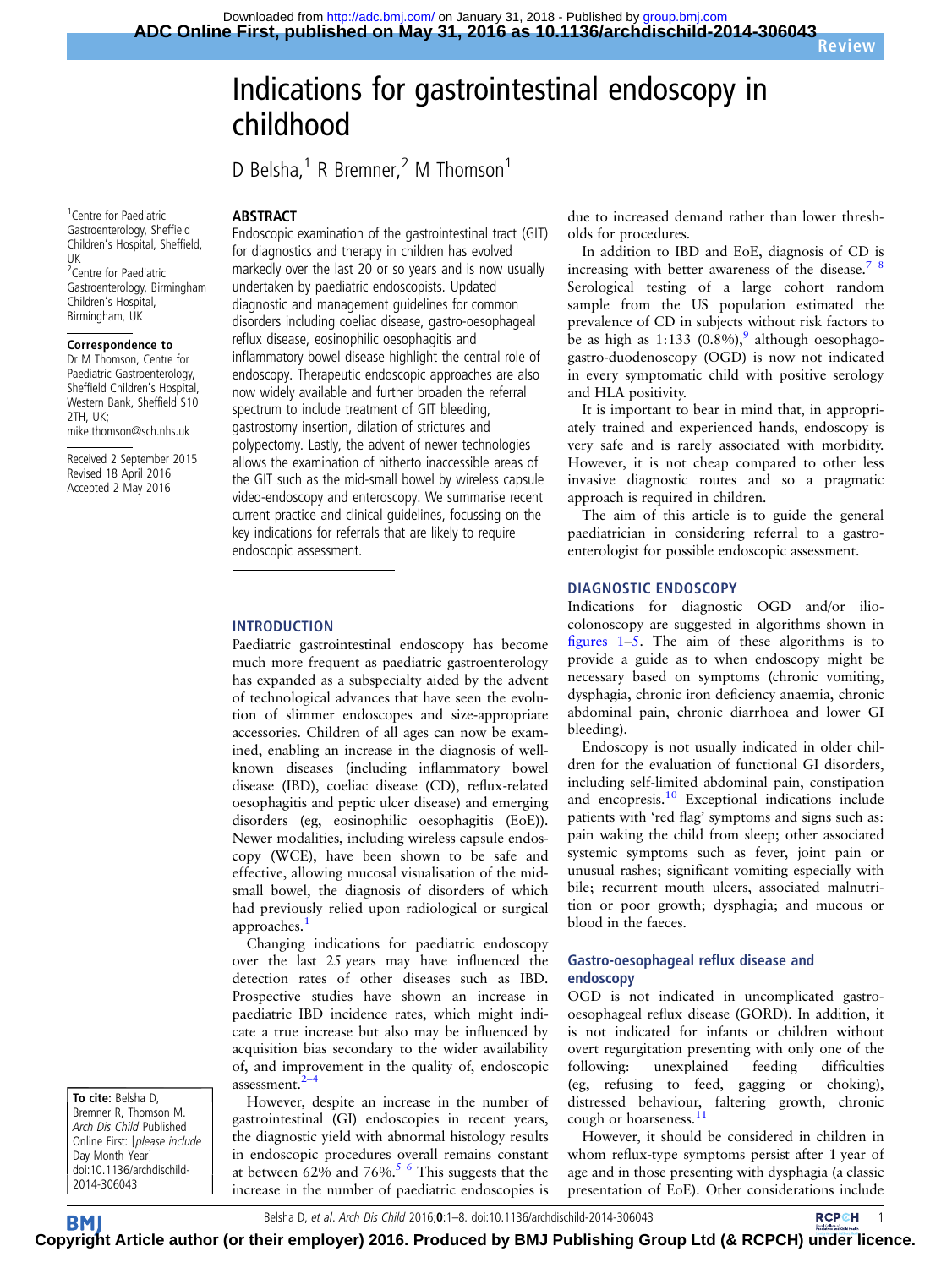# Indications for gastrointestinal endoscopy in childhood

D Belsha,[1] R Bremner,[2] M Thomson[1]

[1]Centre for Paediatric Gastroenterology, Sheffield Children's Hospital, Sheffield, UK
[2]Centre for Paediatric Gastroenterology, Birmingham Children's Hospital, Birmingham, UK

**Correspondence to**
Dr M Thomson, Centre for Paediatric Gastroenterology, Sheffield Children's Hospital, Western Bank, Sheffield S10 2TH, UK; mike.thomson@sch.nhs.uk

Received 2 September 2015
Revised 18 April 2016
Accepted 2 May 2016

**To cite:** Belsha D, Bremner R, Thomson M. *Arch Dis Child* Published Online First: [*please include* Day Month Year] doi:10.1136/archdischild-2014-306043

## ABSTRACT

Endoscopic examination of the gastrointestinal tract (GIT) for diagnostics and therapy in children has evolved markedly over the last 20 or so years and is now usually undertaken by paediatric endoscopists. Updated diagnostic and management guidelines for common disorders including coeliac disease, gastro-oesophageal reflux disease, eosinophilic oesophagitis and inflammatory bowel disease highlight the central role of endoscopy. Therapeutic endoscopic approaches are also now widely available and further broaden the referral spectrum to include treatment of GIT bleeding, gastrostomy insertion, dilation of strictures and polypectomy. Lastly, the advent of newer technologies allows the examination of hitherto inaccessible areas of the GIT such as the mid-small bowel by wireless capsule video-endoscopy and enteroscopy. We summarise recent current practice and clinical guidelines, focussing on the key indications for referrals that are likely to require endoscopic assessment.

## INTRODUCTION

Paediatric gastrointestinal endoscopy has become much more frequent as paediatric gastroenterology has expanded as a subspecialty aided by the advent of technological advances that have seen the evolution of slimmer endoscopes and size-appropriate accessories. Children of all ages can now be examined, enabling an increase in the diagnosis of well-known diseases (including inflammatory bowel disease (IBD), coeliac disease (CD), reflux-related oesophagitis and peptic ulcer disease) and emerging disorders (eg, eosinophilic oesophagitis (EoE)). Newer modalities, including wireless capsule endoscopy (WCE), have been shown to be safe and effective, allowing mucosal visualisation of the mid-small bowel, the diagnosis of disorders of which had previously relied upon radiological or surgical approaches.[1]

Changing indications for paediatric endoscopy over the last 25 years may have influenced the detection rates of other diseases such as IBD. Prospective studies have shown an increase in paediatric IBD incidence rates, which might indicate a true increase but also may be influenced by acquisition bias secondary to the wider availability of, and improvement in the quality of, endoscopic assessment.[2–4]

However, despite an increase in the number of gastrointestinal (GI) endoscopies in recent years, the diagnostic yield with abnormal histology results in endoscopic procedures overall remains constant at between 62% and 76%.[5,6] This suggests that the increase in the number of paediatric endoscopies is due to increased demand rather than lower thresholds for procedures.

In addition to IBD and EoE, diagnosis of CD is increasing with better awareness of the disease.[7,8] Serological testing of a large cohort random sample from the US population estimated the prevalence of CD in subjects without risk factors to be as high as 1:133 (0.8%),[9] although oesophago-gastro-duodenoscopy (OGD) is now not indicated in every symptomatic child with positive serology and HLA positivity.

It is important to bear in mind that, in appropriately trained and experienced hands, endoscopy is very safe and is rarely associated with morbidity. However, it is not cheap compared to other less invasive diagnostic routes and so a pragmatic approach is required in children.

The aim of this article is to guide the general paediatrician in considering referral to a gastroenterologist for possible endoscopic assessment.

## DIAGNOSTIC ENDOSCOPY

Indications for diagnostic OGD and/or ilio-colonoscopy are suggested in algorithms shown in figures 1–5. The aim of these algorithms is to provide a guide as to when endoscopy might be necessary based on symptoms (chronic vomiting, dysphagia, chronic iron deficiency anaemia, chronic abdominal pain, chronic diarrhoea and lower GI bleeding).

Endoscopy is not usually indicated in older children for the evaluation of functional GI disorders, including self-limited abdominal pain, constipation and encopresis.[10] Exceptional indications include patients with 'red flag' symptoms and signs such as: pain waking the child from sleep; other associated systemic symptoms such as fever, joint pain or unusual rashes; significant vomiting especially with bile; recurrent mouth ulcers, associated malnutrition or poor growth; dysphagia; and mucous or blood in the faeces.

### Gastro-oesophageal reflux disease and endoscopy

OGD is not indicated in uncomplicated gastro-oesophageal reflux disease (GORD). In addition, it is not indicated for infants or children without overt regurgitation presenting with only one of the following: unexplained feeding difficulties (eg, refusing to feed, gagging or choking), distressed behaviour, faltering growth, chronic cough or hoarseness.[11]

However, it should be considered in children in whom reflux-type symptoms persist after 1 year of age and in those presenting with dysphagia (a classic presentation of EoE). Other considerations include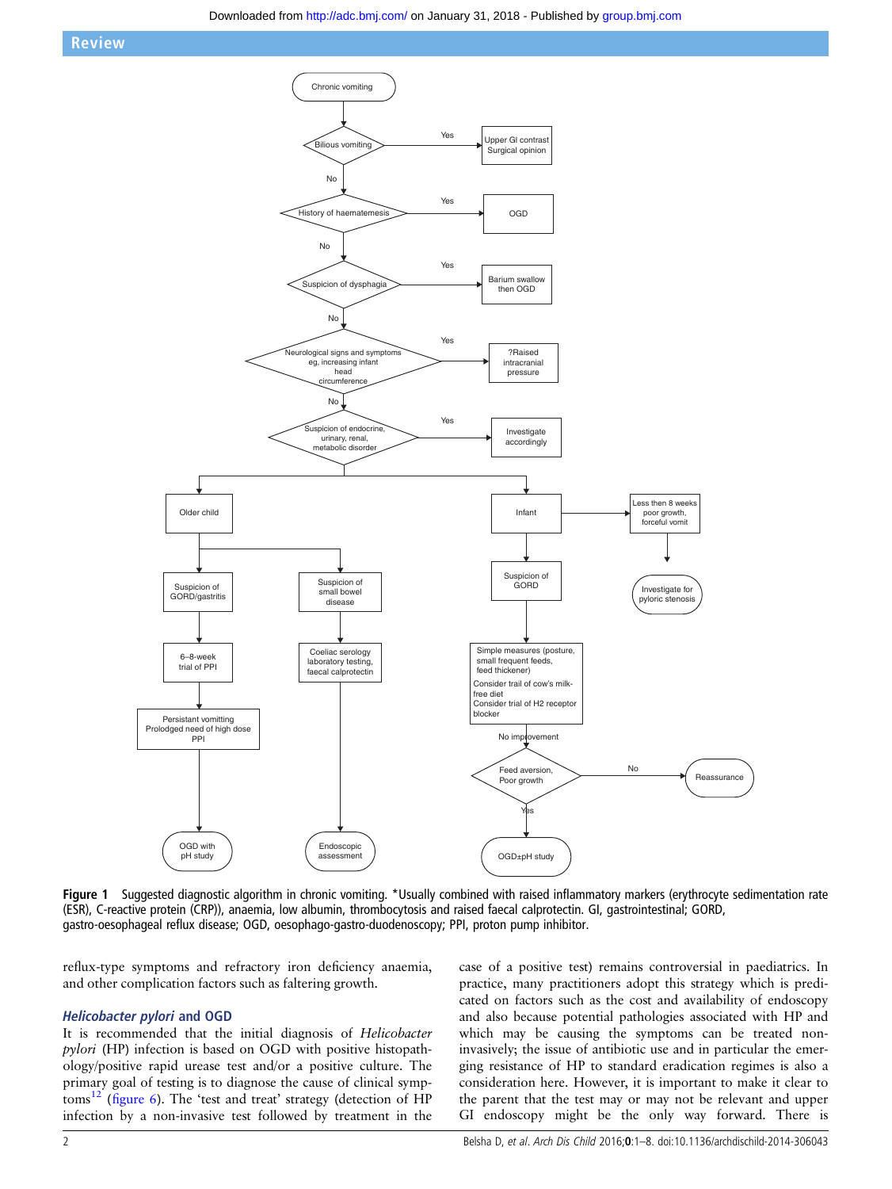Chronic vomiting

Bilious vomiting — Yes → Upper GI contrast; Surgical opinion

No

History of haematemesis — Yes → OGD

No

Suspicion of dysphagia — Yes → Barium swallow then OGD

No

Neurological signs and symptoms eg, increasing infant head circumference — Yes → ?Raised intracranial pressure

No

Suspicion of endocrine, urinary, renal, metabolic disorder — Yes → Investigate accordingly

Older child

- Suspicion of GORD/gastritis → 6–8-week trial of PPI → Persistant vomitting; Prolodged need of high dose PPI → OGD with pH study
- Suspicion of small bowel disease → Coeliac serology laboratory testing, faecal calprotectin → Endoscopic assessment

Infant

- Less then 8 weeks poor growth, forceful vomit → Investigate for pyloric stenosis
- Suspicion of GORD → Simple measures (posture, small frequent feeds, feed thickener); Consider trail of cow's milk-free diet; Consider trial of H2 receptor blocker → No improvement → Feed aversion, Poor growth — No → Reassurance; Yes → OGD±pH study

**Figure 1** Suggested diagnostic algorithm in chronic vomiting. *Usually combined with raised inflammatory markers (erythrocyte sedimentation rate (ESR), C-reactive protein (CRP)), anaemia, low albumin, thrombocytosis and raised faecal calprotectin. GI, gastrointestinal; GORD, gastro-oesophageal reflux disease; OGD, oesophago-gastro-duodenoscopy; PPI, proton pump inhibitor.

reflux-type symptoms and refractory iron deficiency anaemia, and other complication factors such as faltering growth.

## *Helicobacter pylori* and OGD

It is recommended that the initial diagnosis of *Helicobacter pylori* (HP) infection is based on OGD with positive histopathology/positive rapid urease test and/or a positive culture. The primary goal of testing is to diagnose the cause of clinical symptoms[12] (figure 6). The 'test and treat' strategy (detection of HP infection by a non-invasive test followed by treatment in the case of a positive test) remains controversial in paediatrics. In practice, many practitioners adopt this strategy which is predicated on factors such as the cost and availability of endoscopy and also because potential pathologies associated with HP and which may be causing the symptoms can be treated non-invasively; the issue of antibiotic use and in particular the emerging resistance of HP to standard eradication regimes is also a consideration here. However, it is important to make it clear to the parent that the test may or may not be relevant and upper GI endoscopy might be the only way forward. There is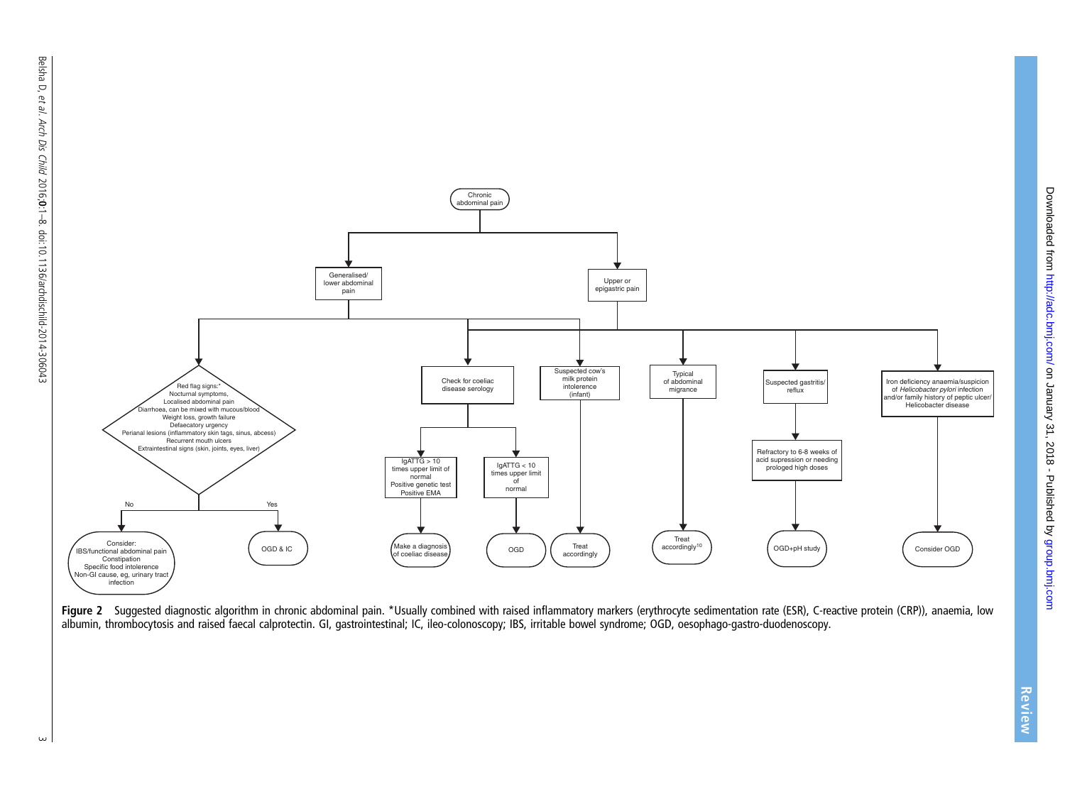- Chronic abdominal pain
  - Generalised/lower abdominal pain
    - Red flag signs:*
      Nocturnal symptoms,
      Localised abdominal pain
      Diarrhoea, can be mixed with mucous/blood
      Weight loss, growth failure
      Defaecatory urgency
      Perianal lesions (inflammatory skin tags, sinus, abcess)
      Recurrent mouth ulcers
      Extraintestinal signs (skin, joints, eyes, liver)
      - No → Consider: IBS/functional abdominal pain; Constipation; Specific food intolerence; Non-GI cause, eg, urinary tract infection
      - Yes → OGD & IC
    - Check for coeliac disease serology
      - IgATTG > 10 times upper limit of normal; Positive genetic test; Positive EMA → Make a diagnosis of coeliac disease
      - IgATTG < 10 times upper limit of normal → OGD
    - Suspected cow's milk protein intolerence (infant) → Treat accordingly
  - Upper or epigastric pain
    - Check for coeliac disease serology
    - Suspected cow's milk protein intolerence (infant) → Treat accordingly
    - Typical of abdominal migrance → Treat accordingly[10]
    - Suspected gastritis/reflux → Refractory to 6-8 weeks of acid supression or needing prologed high doses → OGD+pH study
    - Iron deficiency anaemia/suspicion of *Helicobacter pylori* infection and/or family history of peptic ulcer/Helicobacter disease → Consider OGD

**Figure 2** Suggested diagnostic algorithm in chronic abdominal pain. *Usually combined with raised inflammatory markers (erythrocyte sedimentation rate (ESR), C-reactive protein (CRP)), anaemia, low albumin, thrombocytosis and raised faecal calprotectin. GI, gastrointestinal; IC, ileo-colonoscopy; IBS, irritable bowel syndrome; OGD, oesophago-gastro-duodenoscopy.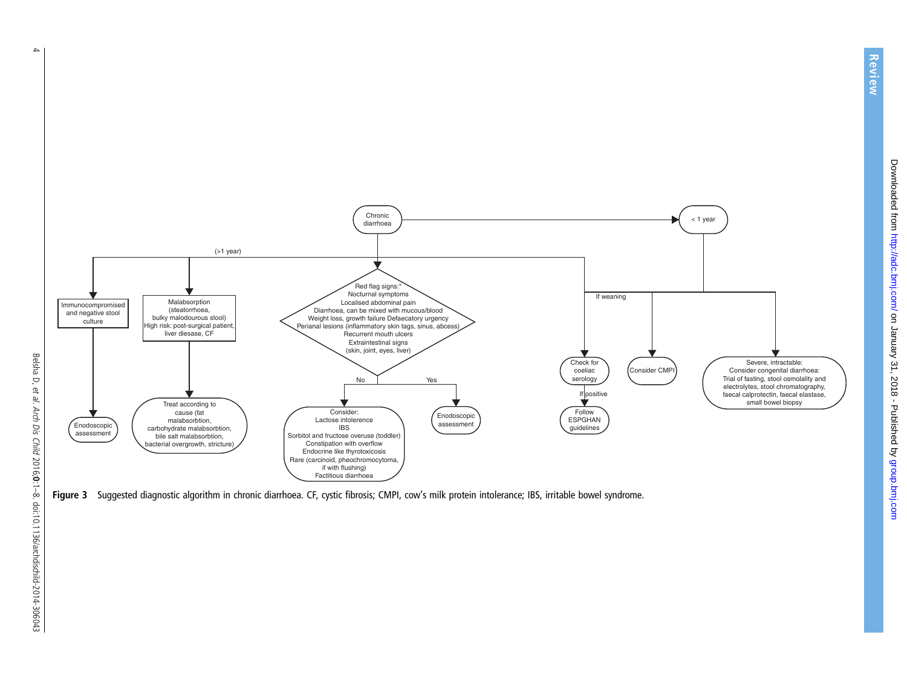Chronic diarrhoea

(>1 year)

- Immunocompromised and negative stool culture → Enodoscopic assessment
- Malabsorption (steatorrhoea, bulky malodourous stool) High risk: post-surgical patient, liver diesase, CF → Treat according to cause (fat malabsorbtion, carbohydrate malabsorbtion, bile salt malabsorbtion, bacterial overgrowth, stricture)
- Red flag signs:* Nocturnal symptoms; Localised abdominal pain; Diarrhoea, can be mixed with mucous/blood; Weight loss, growth failure Defaecatory urgency; Perianal lesions (inflammatory skin tags, sinus, abcess); Recurrent mouth ulcers; Extraintestinal signs (skin, joint, eyes, liver)
  - No → Consider: Lactose intolerence; IBS; Sorbitol and fructose overuse (toddler); Constipation with overflow; Endocrine like thyrotoxicosis; Rare (carcinoid, pheochromocytoma, if with flushing); Factitious diarrhoea
  - Yes → Enodoscopic assessment
- Check for coeliac serology → If positive → Follow ESPGHAN guidelines

< 1 year

- If weaning → Check for coeliac serology
- Consider CMPI
- Severe, intractable: Consider congenital diarrhoea: Trial of fasting, stool osmolality and electrolytes, stool chromatography, faecal calprotectin, faecal elastase, small bowel biopsy

**Figure 3** Suggested diagnostic algorithm in chronic diarrhoea. CF, cystic fibrosis; CMPI, cow's milk protein intolerance; IBS, irritable bowel syndrome.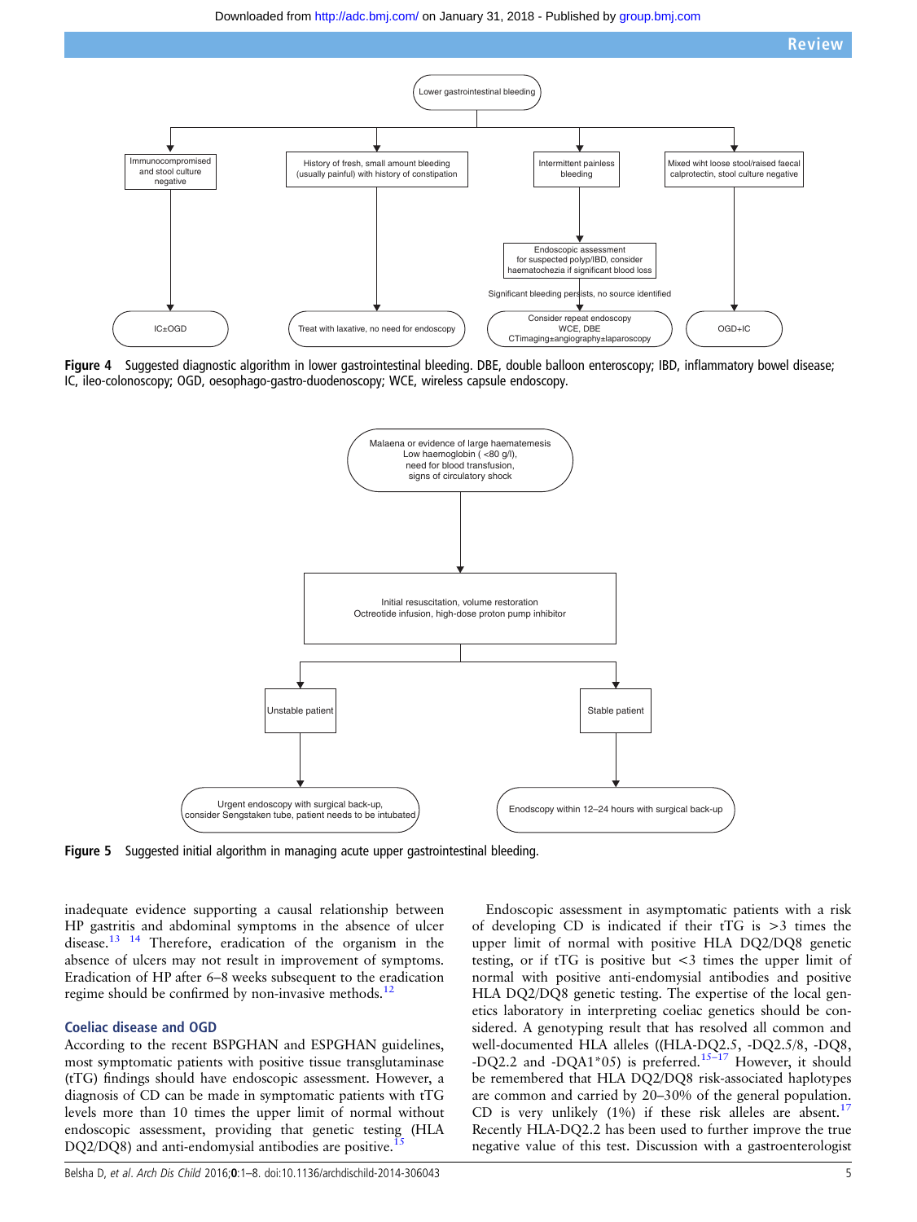Lower gastrointestinal bleeding

- Immunocompromised and stool culture negative → IC±OGD
- History of fresh, small amount bleeding (usually painful) with history of constipation → Treat with laxative, no need for endoscopy
- Intermittent painless bleeding → Endoscopic assessment for suspected polyp/IBD, consider haematochezia if significant blood loss → Significant bleeding persists, no source identified → Consider repeat endoscopy WCE, DBE CTimaging±angiography±laparoscopy
- Mixed wiht loose stool/raised faecal calprotectin, stool culture negative → OGD+IC

**Figure 4** Suggested diagnostic algorithm in lower gastrointestinal bleeding. DBE, double balloon enteroscopy; IBD, inflammatory bowel disease; IC, ileo-colonoscopy; OGD, oesophago-gastro-duodenoscopy; WCE, wireless capsule endoscopy.

Malaena or evidence of large haematemesis Low haemoglobin ( <80 g/l), need for blood transfusion, signs of circulatory shock

→ Initial resuscitation, volume restoration Octreotide infusion, high-dose proton pump inhibitor

- Unstable patient → Urgent endoscopy with surgical back-up, consider Sengstaken tube, patient needs to be intubated
- Stable patient → Enodscopy within 12–24 hours with surgical back-up

**Figure 5** Suggested initial algorithm in managing acute upper gastrointestinal bleeding.

inadequate evidence supporting a causal relationship between HP gastritis and abdominal symptoms in the absence of ulcer disease.[13] [14] Therefore, eradication of the organism in the absence of ulcers may not result in improvement of symptoms. Eradication of HP after 6–8 weeks subsequent to the eradication regime should be confirmed by non-invasive methods.[12]

## Coeliac disease and OGD

According to the recent BSPGHAN and ESPGHAN guidelines, most symptomatic patients with positive tissue transglutaminase (tTG) findings should have endoscopic assessment. However, a diagnosis of CD can be made in symptomatic patients with tTG levels more than 10 times the upper limit of normal without endoscopic assessment, providing that genetic testing (HLA DQ2/DQ8) and anti-endomysial antibodies are positive.[15]

Endoscopic assessment in asymptomatic patients with a risk of developing CD is indicated if their tTG is >3 times the upper limit of normal with positive HLA DQ2/DQ8 genetic testing, or if tTG is positive but <3 times the upper limit of normal with positive anti-endomysial antibodies and positive HLA DQ2/DQ8 genetic testing. The expertise of the local genetics laboratory in interpreting coeliac genetics should be considered. A genotyping result that has resolved all common and well-documented HLA alleles ((HLA-DQ2.5, -DQ2.5/8, -DQ8, -DQ2.2 and -DQA1*05) is preferred.[15–17] However, it should be remembered that HLA DQ2/DQ8 risk-associated haplotypes are common and carried by 20–30% of the general population. CD is very unlikely (1%) if these risk alleles are absent.[17] Recently HLA-DQ2.2 has been used to further improve the true negative value of this test. Discussion with a gastroenterologist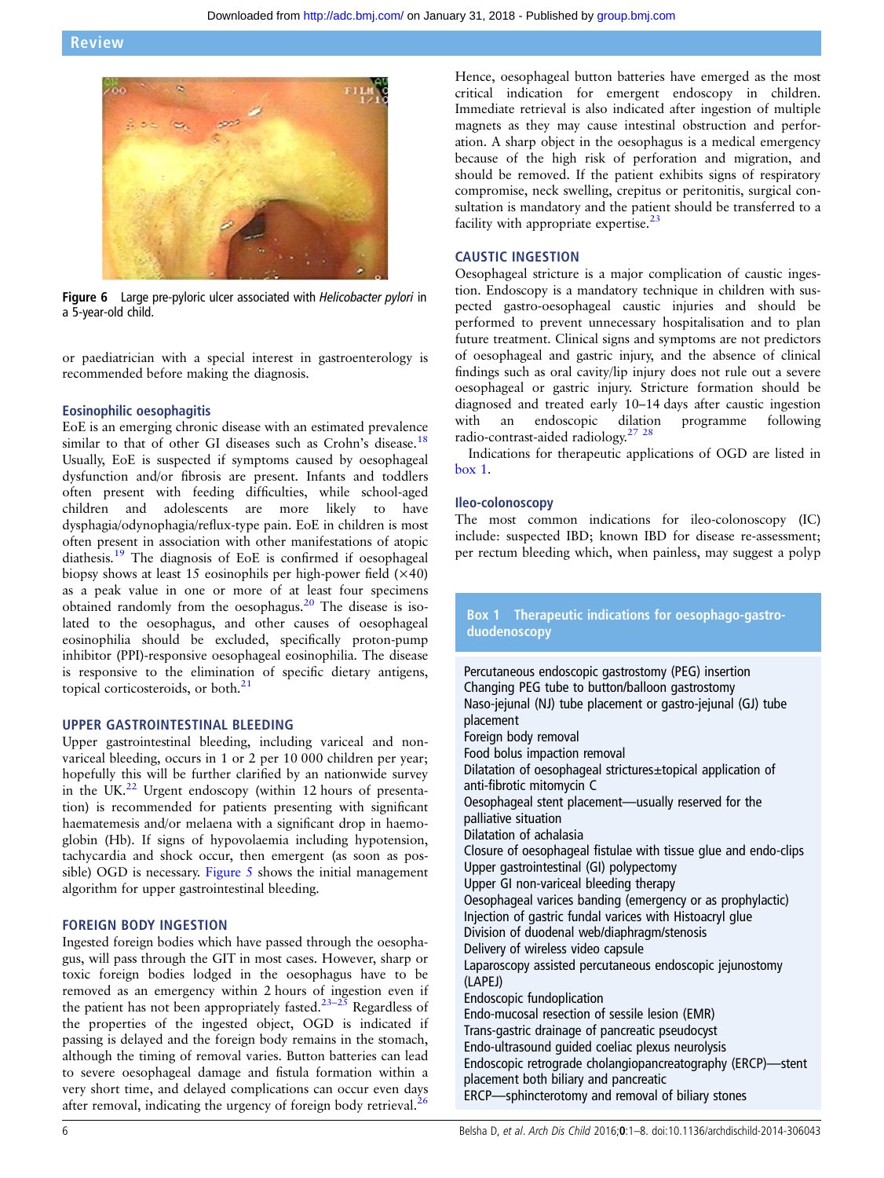Figure 6 Large pre-pyloric ulcer associated with *Helicobacter pylori* in a 5-year-old child.

or paediatrician with a special interest in gastroenterology is recommended before making the diagnosis.

### Eosinophilic oesophagitis

EoE is an emerging chronic disease with an estimated prevalence similar to that of other GI diseases such as Crohn's disease.[18] Usually, EoE is suspected if symptoms caused by oesophageal dysfunction and/or fibrosis are present. Infants and toddlers often present with feeding difficulties, while school-aged children and adolescents are more likely to have dysphagia/odynophagia/reflux-type pain. EoE in children is most often present in association with other manifestations of atopic diathesis.[19] The diagnosis of EoE is confirmed if oesophageal biopsy shows at least 15 eosinophils per high-power field (×40) as a peak value in one or more of at least four specimens obtained randomly from the oesophagus.[20] The disease is isolated to the oesophagus, and other causes of oesophageal eosinophilia should be excluded, specifically proton-pump inhibitor (PPI)-responsive oesophageal eosinophilia. The disease is responsive to the elimination of specific dietary antigens, topical corticosteroids, or both.[21]

## UPPER GASTROINTESTINAL BLEEDING

Upper gastrointestinal bleeding, including variceal and non-variceal bleeding, occurs in 1 or 2 per 10 000 children per year; hopefully this will be further clarified by an nationwide survey in the UK.[22] Urgent endoscopy (within 12 hours of presentation) is recommended for patients presenting with significant haematemesis and/or melaena with a significant drop in haemoglobin (Hb). If signs of hypovolaemia including hypotension, tachycardia and shock occur, then emergent (as soon as possible) OGD is necessary. Figure 5 shows the initial management algorithm for upper gastrointestinal bleeding.

## FOREIGN BODY INGESTION

Ingested foreign bodies which have passed through the oesophagus, will pass through the GIT in most cases. However, sharp or toxic foreign bodies lodged in the oesophagus have to be removed as an emergency within 2 hours of ingestion even if the patient has not been appropriately fasted.[23–25] Regardless of the properties of the ingested object, OGD is indicated if passing is delayed and the foreign body remains in the stomach, although the timing of removal varies. Button batteries can lead to severe oesophageal damage and fistula formation within a very short time, and delayed complications can occur even days after removal, indicating the urgency of foreign body retrieval.[26]

Hence, oesophageal button batteries have emerged as the most critical indication for emergent endoscopy in children. Immediate retrieval is also indicated after ingestion of multiple magnets as they may cause intestinal obstruction and perforation. A sharp object in the oesophagus is a medical emergency because of the high risk of perforation and migration, and should be removed. If the patient exhibits signs of respiratory compromise, neck swelling, crepitus or peritonitis, surgical consultation is mandatory and the patient should be transferred to a facility with appropriate expertise.[23]

## CAUSTIC INGESTION

Oesophageal stricture is a major complication of caustic ingestion. Endoscopy is a mandatory technique in children with suspected gastro-oesophageal caustic injuries and should be performed to prevent unnecessary hospitalisation and to plan future treatment. Clinical signs and symptoms are not predictors of oesophageal and gastric injury, and the absence of clinical findings such as oral cavity/lip injury does not rule out a severe oesophageal or gastric injury. Stricture formation should be diagnosed and treated early 10–14 days after caustic ingestion with an endoscopic dilation programme following radio-contrast-aided radiology.[27 28]

Indications for therapeutic applications of OGD are listed in box 1.

### Ileo-colonoscopy

The most common indications for ileo-colonoscopy (IC) include: suspected IBD; known IBD for disease re-assessment; per rectum bleeding which, when painless, may suggest a polyp

**Box 1 Therapeutic indications for oesophago-gastro-duodenoscopy**

- Percutaneous endoscopic gastrostomy (PEG) insertion
- Changing PEG tube to button/balloon gastrostomy
- Naso-jejunal (NJ) tube placement or gastro-jejunal (GJ) tube placement
- Foreign body removal
- Food bolus impaction removal
- Dilatation of oesophageal strictures±topical application of anti-fibrotic mitomycin C
- Oesophageal stent placement—usually reserved for the palliative situation
- Dilatation of achalasia
- Closure of oesophageal fistulae with tissue glue and endo-clips
- Upper gastrointestinal (GI) polypectomy
- Upper GI non-variceal bleeding therapy
- Oesophageal varices banding (emergency or as prophylactic)
- Injection of gastric fundal varices with Histoacryl glue
- Division of duodenal web/diaphragm/stenosis
- Delivery of wireless video capsule
- Laparoscopy assisted percutaneous endoscopic jejunostomy (LAPEJ)
- Endoscopic fundoplication
- Endo-mucosal resection of sessile lesion (EMR)
- Trans-gastric drainage of pancreatic pseudocyst
- Endo-ultrasound guided coeliac plexus neurolysis
- Endoscopic retrograde cholangiopancreatography (ERCP)—stent placement both biliary and pancreatic
- ERCP—sphincterotomy and removal of biliary stones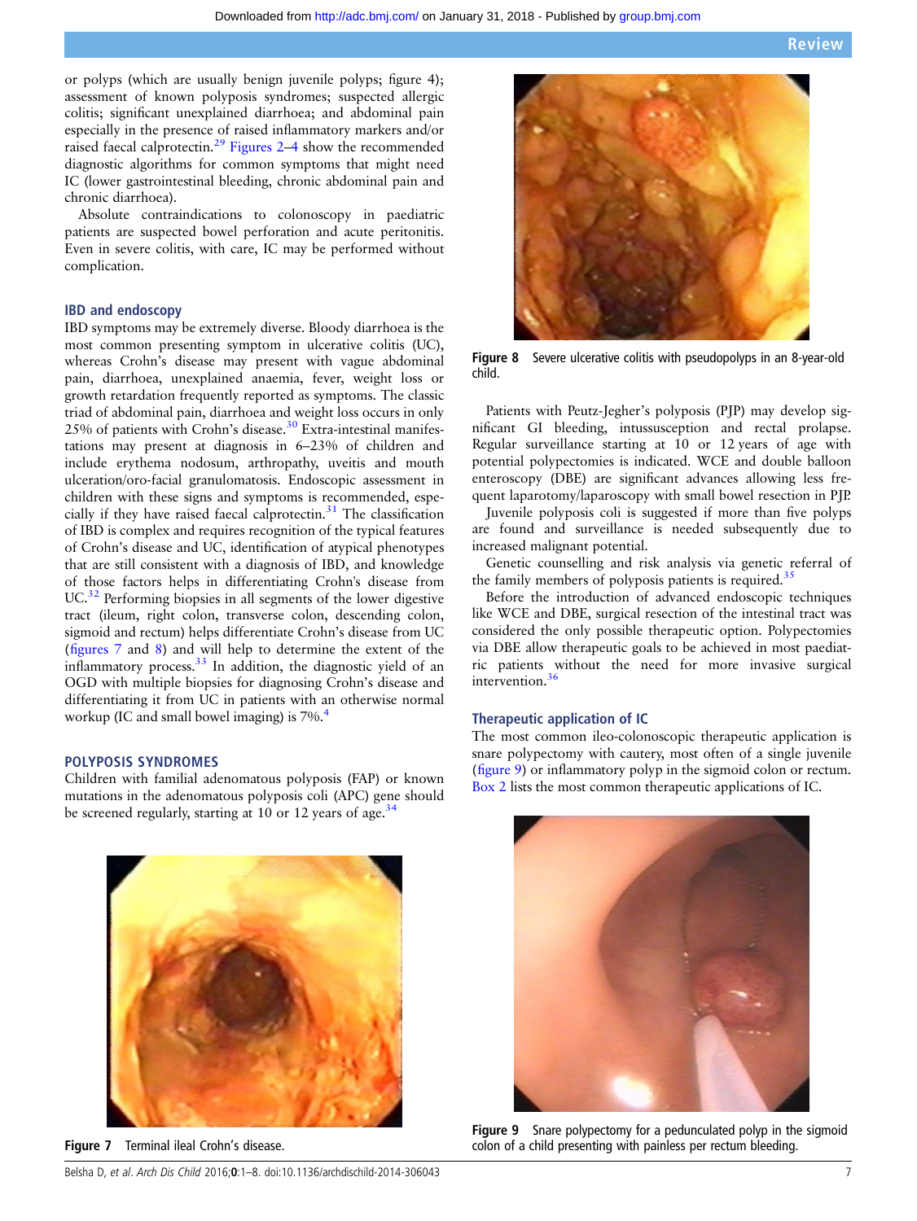or polyps (which are usually benign juvenile polyps; figure 4); assessment of known polyposis syndromes; suspected allergic colitis; significant unexplained diarrhoea; and abdominal pain especially in the presence of raised inflammatory markers and/or raised faecal calprotectin.[29] Figures 2–4 show the recommended diagnostic algorithms for common symptoms that might need IC (lower gastrointestinal bleeding, chronic abdominal pain and chronic diarrhoea).

Absolute contraindications to colonoscopy in paediatric patients are suspected bowel perforation and acute peritonitis. Even in severe colitis, with care, IC may be performed without complication.

### IBD and endoscopy

IBD symptoms may be extremely diverse. Bloody diarrhoea is the most common presenting symptom in ulcerative colitis (UC), whereas Crohn's disease may present with vague abdominal pain, diarrhoea, unexplained anaemia, fever, weight loss or growth retardation frequently reported as symptoms. The classic triad of abdominal pain, diarrhoea and weight loss occurs in only 25% of patients with Crohn's disease.[30] Extra-intestinal manifestations may present at diagnosis in 6–23% of children and include erythema nodosum, arthropathy, uveitis and mouth ulceration/oro-facial granulomatosis. Endoscopic assessment in children with these signs and symptoms is recommended, especially if they have raised faecal calprotectin.[31] The classification of IBD is complex and requires recognition of the typical features of Crohn's disease and UC, identification of atypical phenotypes that are still consistent with a diagnosis of IBD, and knowledge of those factors helps in differentiating Crohn's disease from UC.[32] Performing biopsies in all segments of the lower digestive tract (ileum, right colon, transverse colon, descending colon, sigmoid and rectum) helps differentiate Crohn's disease from UC (figures 7 and 8) and will help to determine the extent of the inflammatory process.[33] In addition, the diagnostic yield of an OGD with multiple biopsies for diagnosing Crohn's disease and differentiating it from UC in patients with an otherwise normal workup (IC and small bowel imaging) is 7%.[4]

## POLYPOSIS SYNDROMES

Children with familial adenomatous polyposis (FAP) or known mutations in the adenomatous polyposis coli (APC) gene should be screened regularly, starting at 10 or 12 years of age.[34]

**Figure 7** Terminal ileal Crohn's disease.

**Figure 8** Severe ulcerative colitis with pseudopolyps in an 8-year-old child.

Patients with Peutz-Jegher's polyposis (PJP) may develop significant GI bleeding, intussusception and rectal prolapse. Regular surveillance starting at 10 or 12 years of age with potential polypectomies is indicated. WCE and double balloon enteroscopy (DBE) are significant advances allowing less frequent laparotomy/laparoscopy with small bowel resection in PJP.

Juvenile polyposis coli is suggested if more than five polyps are found and surveillance is needed subsequently due to increased malignant potential.

Genetic counselling and risk analysis via genetic referral of the family members of polyposis patients is required.[35]

Before the introduction of advanced endoscopic techniques like WCE and DBE, surgical resection of the intestinal tract was considered the only possible therapeutic option. Polypectomies via DBE allow therapeutic goals to be achieved in most paediatric patients without the need for more invasive surgical intervention.[36]

### Therapeutic application of IC

The most common ileo-colonoscopic therapeutic application is snare polypectomy with cautery, most often of a single juvenile (figure 9) or inflammatory polyp in the sigmoid colon or rectum. Box 2 lists the most common therapeutic applications of IC.

**Figure 9** Snare polypectomy for a pedunculated polyp in the sigmoid colon of a child presenting with painless per rectum bleeding.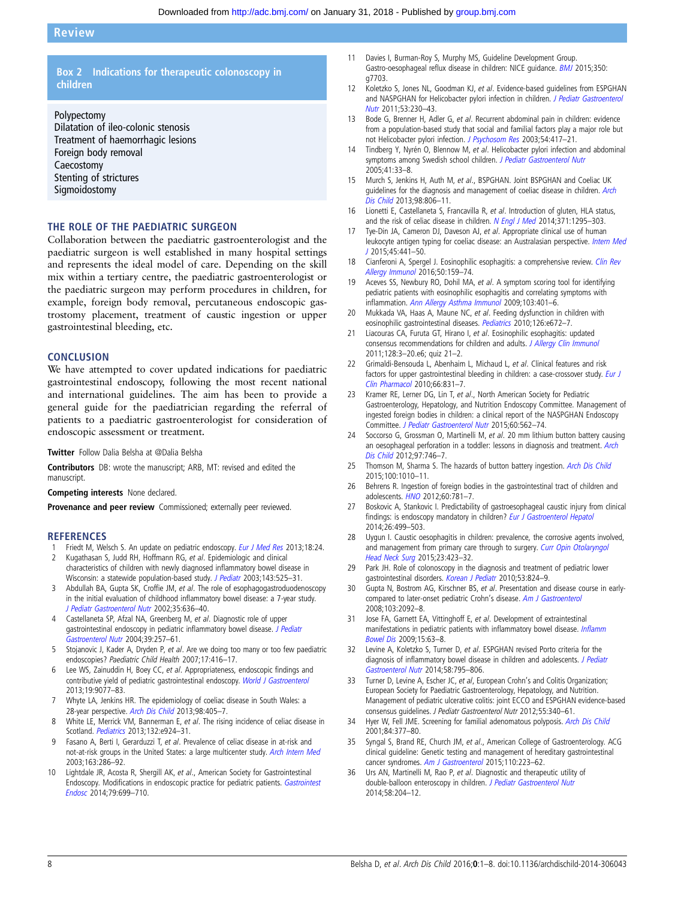**Box 2 Indications for therapeutic colonoscopy in children**

Polypectomy
Dilatation of ileo-colonic stenosis
Treatment of haemorrhagic lesions
Foreign body removal
Caecostomy
Stenting of strictures
Sigmoidostomy

## THE ROLE OF THE PAEDIATRIC SURGEON

Collaboration between the paediatric gastroenterologist and the paediatric surgeon is well established in many hospital settings and represents the ideal model of care. Depending on the skill mix within a tertiary centre, the paediatric gastroenterologist or the paediatric surgeon may perform procedures in children, for example, foreign body removal, percutaneous endoscopic gastrostomy placement, treatment of caustic ingestion or upper gastrointestinal bleeding, etc.

## CONCLUSION

We have attempted to cover updated indications for paediatric gastrointestinal endoscopy, following the most recent national and international guidelines. The aim has been to provide a general guide for the paediatrician regarding the referral of patients to a paediatric gastroenterologist for consideration of endoscopic assessment or treatment.

**Twitter** Follow Dalia Belsha at @Dalia Belsha

**Contributors** DB: wrote the manuscript; ARB, MT: revised and edited the manuscript.

**Competing interests** None declared.

**Provenance and peer review** Commissioned; externally peer reviewed.

## REFERENCES

1. Friedt M, Welsch S. An update on pediatric endoscopy. *Eur J Med Res* 2013;18:24.
2. Kugathasan S, Judd RH, Hoffmann RG, *et al*. Epidemiologic and clinical characteristics of children with newly diagnosed inflammatory bowel disease in Wisconsin: a statewide population-based study. *J Pediatr* 2003;143:525–31.
3. Abdullah BA, Gupta SK, Croffie JM, *et al*. The role of esophagogastroduodenoscopy in the initial evaluation of childhood inflammatory bowel disease: a 7-year study. *J Pediatr Gastroenterol Nutr* 2002;35:636–40.
4. Castellaneta SP, Afzal NA, Greenberg M, *et al*. Diagnostic role of upper gastrointestinal endoscopy in pediatric inflammatory bowel disease. *J Pediatr Gastroenterol Nutr* 2004;39:257–61.
5. Stojanovic J, Kader A, Dryden P, *et al*. Are we doing too many or too few paediatric endoscopies? Paediatric Child Health 2007;17:416–17.
6. Lee WS, Zainuddin H, Boey CC, *et al*. Appropriateness, endoscopic findings and contributive yield of pediatric gastrointestinal endoscopy. *World J Gastroenterol* 2013;19:9077–83.
7. Whyte LA, Jenkins HR. The epidemiology of coeliac disease in South Wales: a 28-year perspective. *Arch Dis Child* 2013;98:405–7.
8. White LE, Merrick VM, Bannerman E, *et al*. The rising incidence of celiac disease in Scotland. *Pediatrics* 2013;132:e924–31.
9. Fasano A, Berti I, Gerarduzzi T, *et al*. Prevalence of celiac disease in at-risk and not-at-risk groups in the United States: a large multicenter study. *Arch Intern Med* 2003;163:286–92.
10. Lightdale JR, Acosta R, Shergill AK, *et al*., American Society for Gastrointestinal Endoscopy. Modifications in endoscopic practice for pediatric patients. *Gastrointest Endosc* 2014;79:699–710.
11. Davies I, Burman-Roy S, Murphy MS, Guideline Development Group. Gastro-oesophageal reflux disease in children: NICE guidance. *BMJ* 2015;350:g7703.
12. Koletzko S, Jones NL, Goodman KJ, *et al*. Evidence-based guidelines from ESPGHAN and NASPGHAN for Helicobacter pylori infection in children. *J Pediatr Gastroenterol Nutr* 2011;53:230–43.
13. Bode G, Brenner H, Adler G, *et al*. Recurrent abdominal pain in children: evidence from a population-based study that social and familial factors play a major role but not Helicobacter pylori infection. *J Psychosom Res* 2003;54:417–21.
14. Tindberg Y, Nyrén O, Blennow M, *et al*. Helicobacter pylori infection and abdominal symptoms among Swedish school children. *J Pediatr Gastroenterol Nutr* 2005;41:33–8.
15. Murch S, Jenkins H, Auth M, *et al*., BSPGHAN. Joint BSPGHAN and Coeliac UK guidelines for the diagnosis and management of coeliac disease in children. *Arch Dis Child* 2013;98:806–11.
16. Lionetti E, Castellaneta S, Francavilla R, *et al*. Introduction of gluten, HLA status, and the risk of celiac disease in children. *N Engl J Med* 2014;371:1295–303.
17. Tye-Din JA, Cameron DJ, Daveson AJ, *et al*. Appropriate clinical use of human leukocyte antigen typing for coeliac disease: an Australasian perspective. *Intern Med J* 2015;45:441–50.
18. Cianferoni A, Spergel J. Eosinophilic esophagitis: a comprehensive review. *Clin Rev Allergy Immunol* 2016;50:159–74.
19. Aceves SS, Newbury RO, Dohil MA, *et al*. A symptom scoring tool for identifying pediatric patients with eosinophilic esophagitis and correlating symptoms with inflammation. *Ann Allergy Asthma Immunol* 2009;103:401–6.
20. Mukkada VA, Haas A, Maune NC, *et al*. Feeding dysfunction in children with eosinophilic gastrointestinal diseases. *Pediatrics* 2010;126:e672–7.
21. Liacouras CA, Furuta GT, Hirano I, *et al*. Eosinophilic esophagitis: updated consensus recommendations for children and adults. *J Allergy Clin Immunol* 2011;128:3–20.e6; quiz 21–2.
22. Grimaldi-Bensouda L, Abenhaim L, Michaud L, *et al*. Clinical features and risk factors for upper gastrointestinal bleeding in children: a case-crossover study. *Eur J Clin Pharmacol* 2010;66:831–7.
23. Kramer RE, Lerner DG, Lin T, *et al*., North American Society for Pediatric Gastroenterology, Hepatology, and Nutrition Endoscopy Committee. Management of ingested foreign bodies in children: a clinical report of the NASPGHAN Endoscopy Committee. *J Pediatr Gastroenterol Nutr* 2015;60:562–74.
24. Soccorso G, Grossman O, Martinelli M, *et al*. 20 mm lithium button battery causing an oesophageal perforation in a toddler: lessons in diagnosis and treatment. *Arch Dis Child* 2012;97:746–7.
25. Thomson M, Sharma S. The hazards of button battery ingestion. *Arch Dis Child* 2015;100:1010–11.
26. Behrens R. Ingestion of foreign bodies in the gastrointestinal tract of children and adolescents. *HNO* 2012;60:781–7.
27. Boskovic A, Stankovic I. Predictability of gastroesophageal caustic injury from clinical findings: is endoscopy mandatory in children? *Eur J Gastroenterol Hepatol* 2014;26:499–503.
28. Uygun I. Caustic oesophagitis in children: prevalence, the corrosive agents involved, and management from primary care through to surgery. *Curr Opin Otolaryngol Head Neck Surg* 2015;23:423–32.
29. Park JH. Role of colonoscopy in the diagnosis and treatment of pediatric lower gastrointestinal disorders. *Korean J Pediatr* 2010;53:824–9.
30. Gupta N, Bostrom AG, Kirschner BS, *et al*. Presentation and disease course in early-compared to later-onset pediatric Crohn's disease. *Am J Gastroenterol* 2008;103:2092–8.
31. Jose FA, Garnett EA, Vittinghoff E, *et al*. Development of extraintestinal manifestations in pediatric patients with inflammatory bowel disease. *Inflamm Bowel Dis* 2009;15:63–8.
32. Levine A, Koletzko S, Turner D, *et al*. ESPGHAN revised Porto criteria for the diagnosis of inflammatory bowel disease in children and adolescents. *J Pediatr Gastroenterol Nutr* 2014;58:795–806.
33. Turner D, Levine A, Escher JC, *et al*, European Crohn's and Colitis Organization; European Society for Paediatric Gastroenterology, Hepatology, and Nutrition. Management of pediatric ulcerative colitis: joint ECCO and ESPGHAN evidence-based consensus guidelines. J Pediatr Gastroenterol Nutr 2012;55:340–61.
34. Hyer W, Fell JME. Screening for familial adenomatous polyposis. *Arch Dis Child* 2001;84:377–80.
35. Syngal S, Brand RE, Church JM, *et al*., American College of Gastroenterology. ACG clinical guideline: Genetic testing and management of hereditary gastrointestinal cancer syndromes. *Am J Gastroenterol* 2015;110:223–62.
36. Urs AN, Martinelli M, Rao P, *et al*. Diagnostic and therapeutic utility of double-balloon enteroscopy in children. *J Pediatr Gastroenterol Nutr* 2014;58:204–12.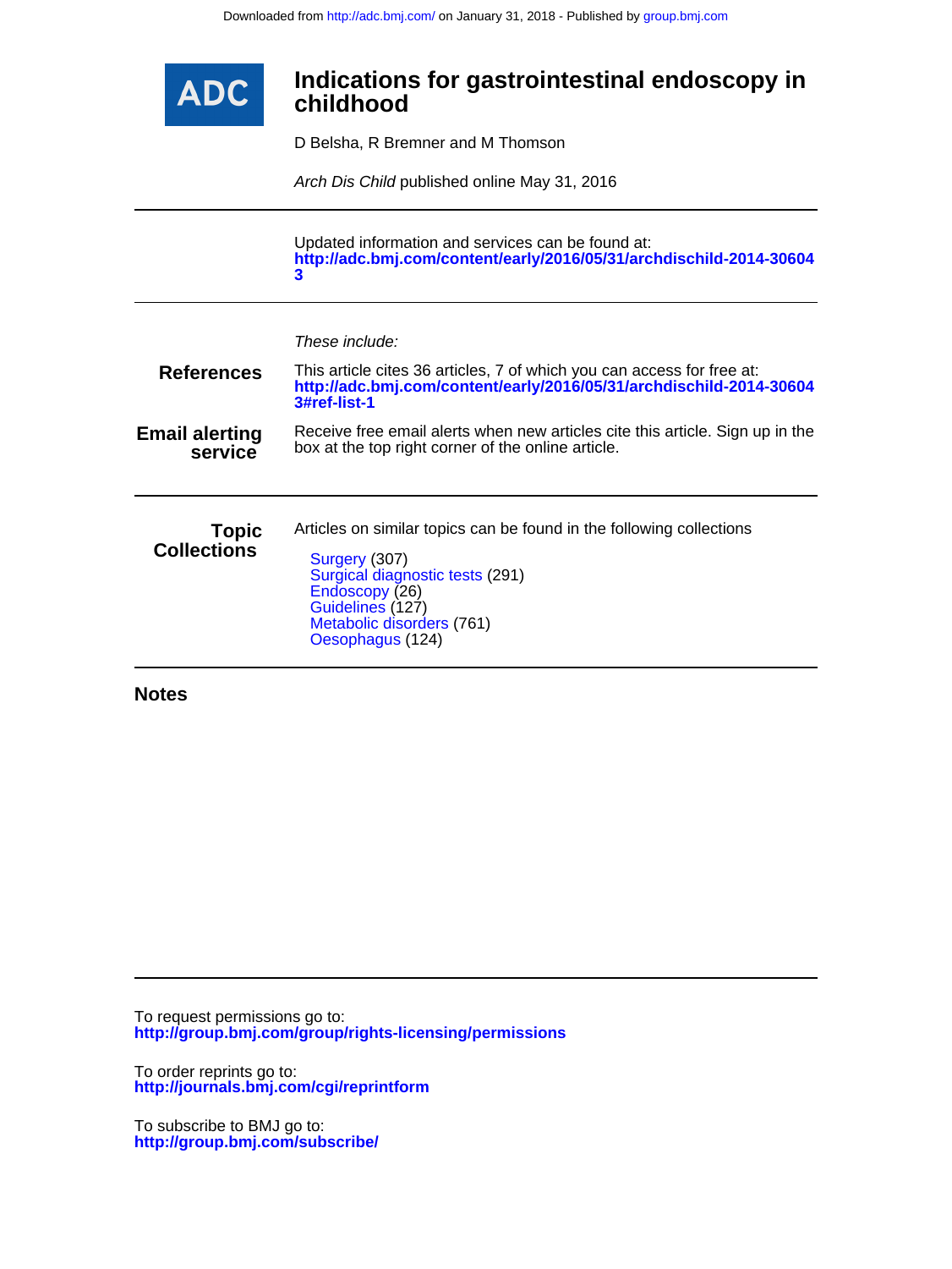Downloaded from http://adc.bmj.com/ on January 31, 2018 - Published by group.bmj.com

ADC

# Indications for gastrointestinal endoscopy in childhood

D Belsha, R Bremner and M Thomson

*Arch Dis Child* published online May 31, 2016

Updated information and services can be found at:
**http://adc.bmj.com/content/early/2016/05/31/archdischild-2014-306043**

*These include:*

**References**

This article cites 36 articles, 7 of which you can access for free at:
**http://adc.bmj.com/content/early/2016/05/31/archdischild-2014-306043#ref-list-1**

**Email alerting service**

Receive free email alerts when new articles cite this article. Sign up in the box at the top right corner of the online article.

**Topic Collections**

Articles on similar topics can be found in the following collections

- Surgery (307)
- Surgical diagnostic tests (291)
- Endoscopy (26)
- Guidelines (127)
- Metabolic disorders (761)
- Oesophagus (124)

## Notes

To request permissions go to:
**http://group.bmj.com/group/rights-licensing/permissions**

To order reprints go to:
**http://journals.bmj.com/cgi/reprintform**

To subscribe to BMJ go to:
**http://group.bmj.com/subscribe/**